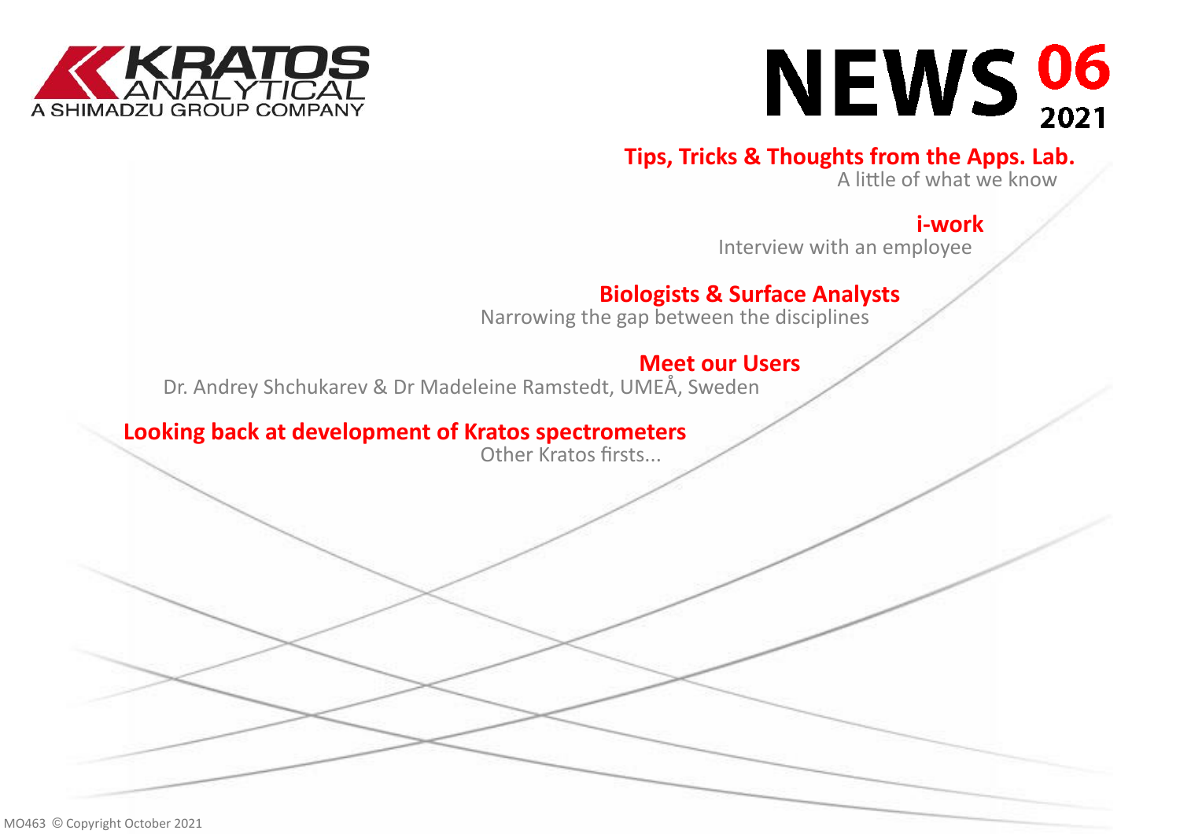KRATOS ANALYTICAL
A SHIMADZU GROUP COMPANY

# NEWS 06 2021

## Tips, Tricks & Thoughts from the Apps. Lab.

A little of what we know

## i-work

Interview with an employee

## Biologists & Surface Analysts

Narrowing the gap between the disciplines

## Meet our Users

Dr. Andrey Shchukarev & Dr Madeleine Ramstedt, UMEÅ, Sweden

## Looking back at development of Kratos spectrometers

Other Kratos firsts...

MO463 © Copyright October 2021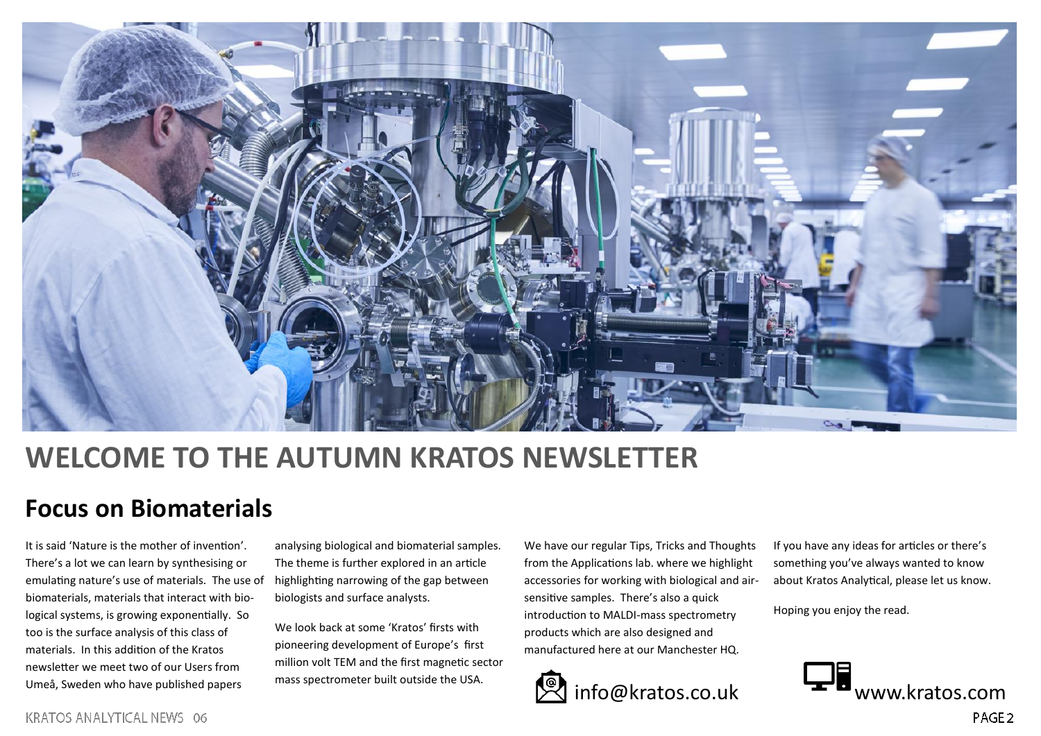# WELCOME TO THE AUTUMN KRATOS NEWSLETTER

## Focus on Biomaterials

It is said 'Nature is the mother of invention'. There's a lot we can learn by synthesising or emulating nature's use of materials. The use of biomaterials, materials that interact with biological systems, is growing exponentially. So too is the surface analysis of this class of materials. In this addition of the Kratos newsletter we meet two of our Users from Umeå, Sweden who have published papers analysing biological and biomaterial samples. The theme is further explored in an article highlighting narrowing of the gap between biologists and surface analysts.

We look back at some 'Kratos' firsts with pioneering development of Europe's first million volt TEM and the first magnetic sector mass spectrometer built outside the USA.

We have our regular Tips, Tricks and Thoughts from the Applications lab. where we highlight accessories for working with biological and air-sensitive samples. There's also a quick introduction to MALDI-mass spectrometry products which are also designed and manufactured here at our Manchester HQ.

If you have any ideas for articles or there's something you've always wanted to know about Kratos Analytical, please let us know.

Hoping you enjoy the read.

info@kratos.co.uk

www.kratos.com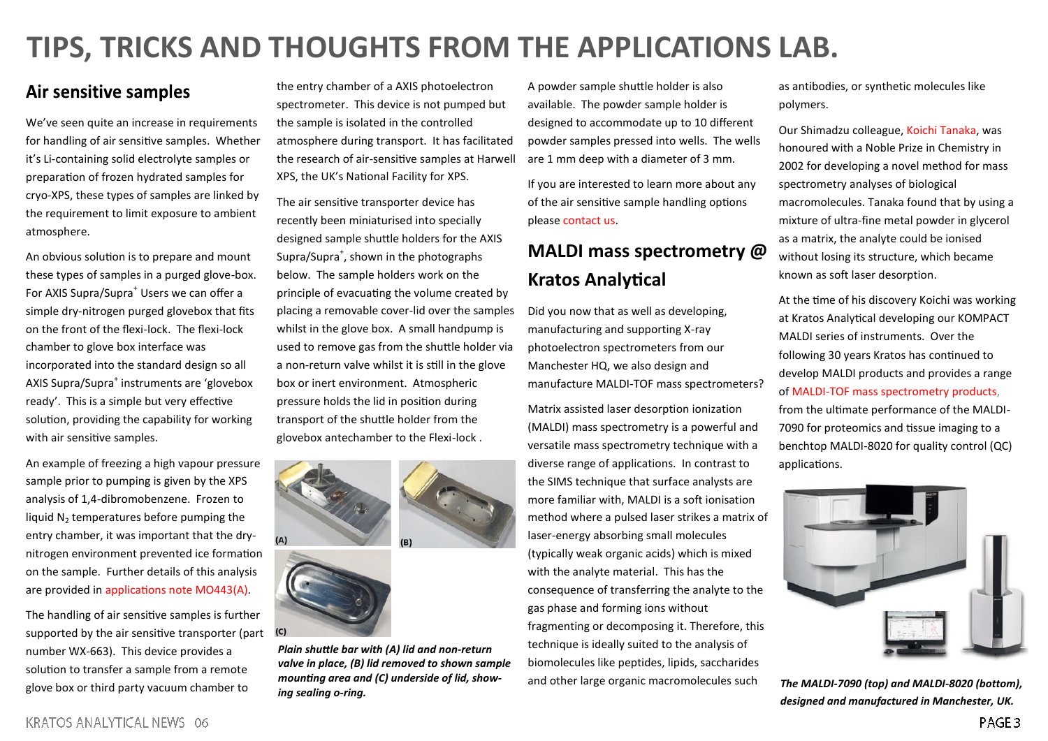# TIPS, TRICKS AND THOUGHTS FROM THE APPLICATIONS LAB.

## Air sensitive samples

We've seen quite an increase in requirements for handling of air sensitive samples. Whether it's Li-containing solid electrolyte samples or preparation of frozen hydrated samples for cryo-XPS, these types of samples are linked by the requirement to limit exposure to ambient atmosphere.

An obvious solution is to prepare and mount these types of samples in a purged glove-box. For AXIS Supra/Supra+ Users we can offer a simple dry-nitrogen purged glovebox that fits on the front of the flexi-lock. The flexi-lock chamber to glove box interface was incorporated into the standard design so all AXIS Supra/Supra+ instruments are 'glovebox ready'. This is a simple but very effective solution, providing the capability for working with air sensitive samples.

An example of freezing a high vapour pressure sample prior to pumping is given by the XPS analysis of 1,4-dibromobenzene. Frozen to liquid $N_2$ temperatures before pumping the entry chamber, it was important that the dry-nitrogen environment prevented ice formation on the sample. Further details of this analysis are provided in applications note MO443(A).

The handling of air sensitive samples is further supported by the air sensitive transporter (part number WX-663). This device provides a solution to transfer a sample from a remote glove box or third party vacuum chamber to the entry chamber of a AXIS photoelectron spectrometer. This device is not pumped but the sample is isolated in the controlled atmosphere during transport. It has facilitated the research of air-sensitive samples at Harwell XPS, the UK's National Facility for XPS.

The air sensitive transporter device has recently been miniaturised into specially designed sample shuttle holders for the AXIS Supra/Supra+, shown in the photographs below. The sample holders work on the principle of evacuating the volume created by placing a removable cover-lid over the samples whilst in the glove box. A small handpump is used to remove gas from the shuttle holder via a non-return valve whilst it is still in the glove box or inert environment. Atmospheric pressure holds the lid in position during transport of the shuttle holder from the glovebox antechamber to the Flexi-lock .

***Plain shuttle bar with (A) lid and non-return valve in place, (B) lid removed to shown sample mounting area and (C) underside of lid, showing sealing o-ring.***

A powder sample shuttle holder is also available. The powder sample holder is designed to accommodate up to 10 different powder samples pressed into wells. The wells are 1 mm deep with a diameter of 3 mm.

If you are interested to learn more about any of the air sensitive sample handling options please contact us.

## MALDI mass spectrometry @ Kratos Analytical

Did you now that as well as developing, manufacturing and supporting X-ray photoelectron spectrometers from our Manchester HQ, we also design and manufacture MALDI-TOF mass spectrometers?

Matrix assisted laser desorption ionization (MALDI) mass spectrometry is a powerful and versatile mass spectrometry technique with a diverse range of applications. In contrast to the SIMS technique that surface analysts are more familiar with, MALDI is a soft ionisation method where a pulsed laser strikes a matrix of laser-energy absorbing small molecules (typically weak organic acids) which is mixed with the analyte material. This has the consequence of transferring the analyte to the gas phase and forming ions without fragmenting or decomposing it. Therefore, this technique is ideally suited to the analysis of biomolecules like peptides, lipids, saccharides and other large organic macromolecules such as antibodies, or synthetic molecules like polymers.

Our Shimadzu colleague, Koichi Tanaka, was honoured with a Noble Prize in Chemistry in 2002 for developing a novel method for mass spectrometry analyses of biological macromolecules. Tanaka found that by using a mixture of ultra-fine metal powder in glycerol as a matrix, the analyte could be ionised without losing its structure, which became known as soft laser desorption.

At the time of his discovery Koichi was working at Kratos Analytical developing our KOMPACT MALDI series of instruments. Over the following 30 years Kratos has continued to develop MALDI products and provides a range of MALDI-TOF mass spectrometry products, from the ultimate performance of the MALDI-7090 for proteomics and tissue imaging to a benchtop MALDI-8020 for quality control (QC) applications.

***The MALDI-7090 (top) and MALDI-8020 (bottom), designed and manufactured in Manchester, UK.***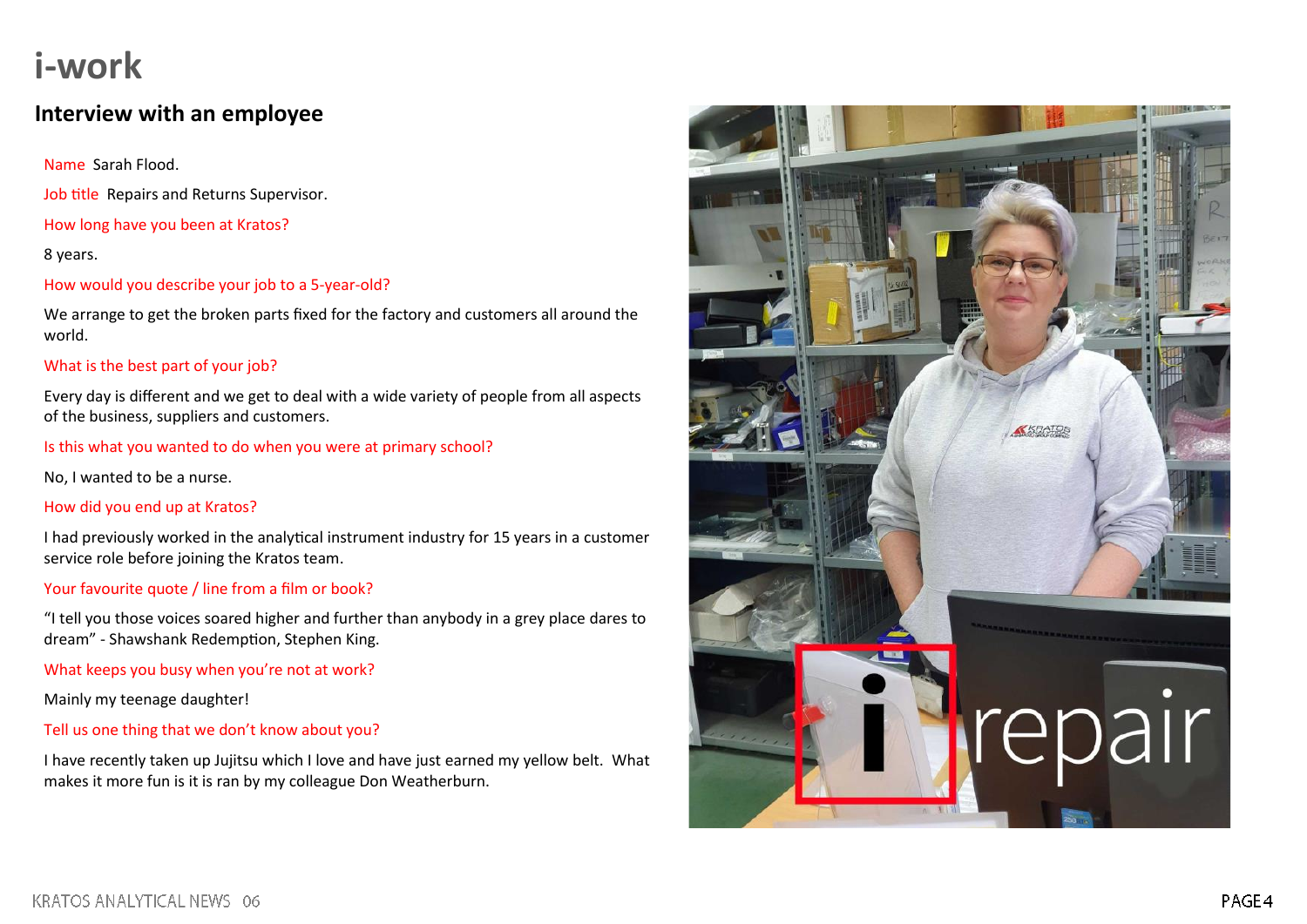# i-work

## Interview with an employee

Name Sarah Flood.

Job title Repairs and Returns Supervisor.

How long have you been at Kratos?

8 years.

How would you describe your job to a 5-year-old?

We arrange to get the broken parts fixed for the factory and customers all around the world.

What is the best part of your job?

Every day is different and we get to deal with a wide variety of people from all aspects of the business, suppliers and customers.

Is this what you wanted to do when you were at primary school?

No, I wanted to be a nurse.

How did you end up at Kratos?

I had previously worked in the analytical instrument industry for 15 years in a customer service role before joining the Kratos team.

Your favourite quote / line from a film or book?

"I tell you those voices soared higher and further than anybody in a grey place dares to dream" - Shawshank Redemption, Stephen King.

What keeps you busy when you're not at work?

Mainly my teenage daughter!

Tell us one thing that we don't know about you?

I have recently taken up Jujitsu which I love and have just earned my yellow belt. What makes it more fun is it is ran by my colleague Don Weatherburn.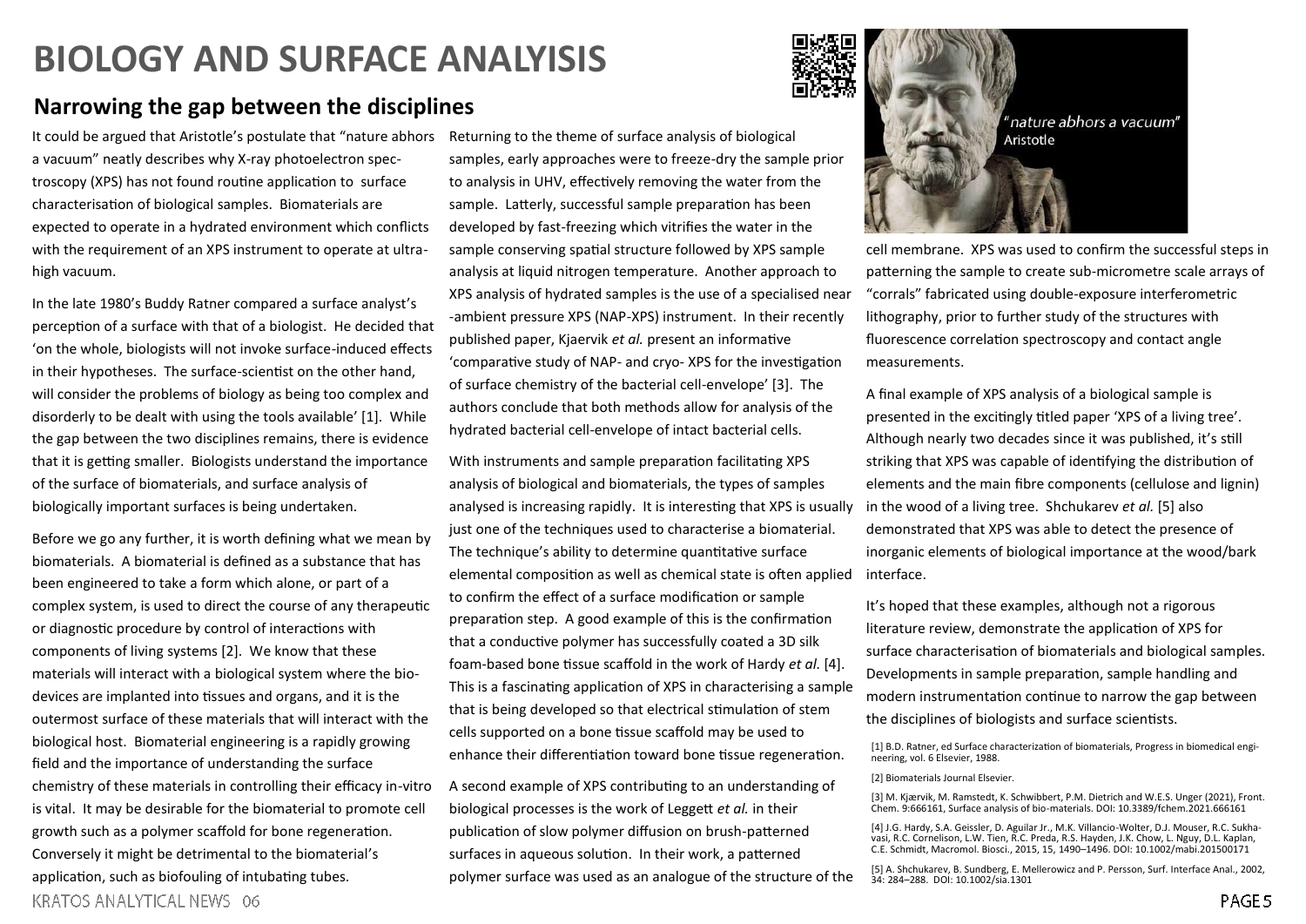# BIOLOGY AND SURFACE ANALYISIS

## Narrowing the gap between the disciplines

It could be argued that Aristotle's postulate that "nature abhors a vacuum" neatly describes why X-ray photoelectron spectroscopy (XPS) has not found routine application to surface characterisation of biological samples. Biomaterials are expected to operate in a hydrated environment which conflicts with the requirement of an XPS instrument to operate at ultra-high vacuum.

In the late 1980's Buddy Ratner compared a surface analyst's perception of a surface with that of a biologist. He decided that 'on the whole, biologists will not invoke surface-induced effects in their hypotheses. The surface-scientist on the other hand, will consider the problems of biology as being too complex and disorderly to be dealt with using the tools available' [1]. While the gap between the two disciplines remains, there is evidence that it is getting smaller. Biologists understand the importance of the surface of biomaterials, and surface analysis of biologically important surfaces is being undertaken.

Before we go any further, it is worth defining what we mean by biomaterials. A biomaterial is defined as a substance that has been engineered to take a form which alone, or part of a complex system, is used to direct the course of any therapeutic or diagnostic procedure by control of interactions with components of living systems [2]. We know that these materials will interact with a biological system where the bio-devices are implanted into tissues and organs, and it is the outermost surface of these materials that will interact with the biological host. Biomaterial engineering is a rapidly growing field and the importance of understanding the surface chemistry of these materials in controlling their efficacy in-vitro is vital. It may be desirable for the biomaterial to promote cell growth such as a polymer scaffold for bone regeneration. Conversely it might be detrimental to the biomaterial's application, such as biofouling of intubating tubes.

Returning to the theme of surface analysis of biological samples, early approaches were to freeze-dry the sample prior to analysis in UHV, effectively removing the water from the sample. Latterly, successful sample preparation has been developed by fast-freezing which vitrifies the water in the sample conserving spatial structure followed by XPS sample analysis at liquid nitrogen temperature. Another approach to XPS analysis of hydrated samples is the use of a specialised near-ambient pressure XPS (NAP-XPS) instrument. In their recently published paper, Kjaervik *et al.* present an informative 'comparative study of NAP- and cryo- XPS for the investigation of surface chemistry of the bacterial cell-envelope' [3]. The authors conclude that both methods allow for analysis of the hydrated bacterial cell-envelope of intact bacterial cells.

With instruments and sample preparation facilitating XPS analysis of biological and biomaterials, the types of samples analysed is increasing rapidly. It is interesting that XPS is usually just one of the techniques used to characterise a biomaterial. The technique's ability to determine quantitative surface elemental composition as well as chemical state is often applied to confirm the effect of a surface modification or sample preparation step. A good example of this is the confirmation that a conductive polymer has successfully coated a 3D silk foam-based bone tissue scaffold in the work of Hardy *et al.* [4]. This is a fascinating application of XPS in characterising a sample that is being developed so that electrical stimulation of stem cells supported on a bone tissue scaffold may be used to enhance their differentiation toward bone tissue regeneration.

A second example of XPS contributing to an understanding of biological processes is the work of Leggett *et al.* in their publication of slow polymer diffusion on brush-patterned surfaces in aqueous solution. In their work, a patterned polymer surface was used as an analogue of the structure of the cell membrane. XPS was used to confirm the successful steps in patterning the sample to create sub-micrometre scale arrays of "corrals" fabricated using double-exposure interferometric lithography, prior to further study of the structures with fluorescence correlation spectroscopy and contact angle measurements.

"nature abhors a vacuum" Aristotle

A final example of XPS analysis of a biological sample is presented in the excitingly titled paper 'XPS of a living tree'. Although nearly two decades since it was published, it's still striking that XPS was capable of identifying the distribution of elements and the main fibre components (cellulose and lignin) in the wood of a living tree. Shchukarev *et al.* [5] also demonstrated that XPS was able to detect the presence of inorganic elements of biological importance at the wood/bark interface.

It's hoped that these examples, although not a rigorous literature review, demonstrate the application of XPS for surface characterisation of biomaterials and biological samples. Developments in sample preparation, sample handling and modern instrumentation continue to narrow the gap between the disciplines of biologists and surface scientists.

[1] B.D. Ratner, ed Surface characterization of biomaterials, Progress in biomedical engineering, vol. 6 Elsevier, 1988.

[2] Biomaterials Journal Elsevier.

[3] M. Kjærvik, M. Ramstedt, K. Schwibbert, P.M. Dietrich and W.E.S. Unger (2021), Front. Chem. 9:666161, Surface analysis of bio-materials. DOI: 10.3389/fchem.2021.666161

[4] J.G. Hardy, S.A. Geissler, D. Aguilar Jr., M.K. Villancio-Wolter, D.J. Mouser, R.C. Sukhavasi, R.C. Cornelison, L.W. Tien, R.C. Preda, R.S. Hayden, J.K. Chow, L. Nguy, D.L. Kaplan, C.E. Schmidt, Macromol. Biosci., 2015, 15, 1490–1496. DOI: 10.1002/mabi.201500171

[5] A. Shchukarev, B. Sundberg, E. Mellerowicz and P. Persson, Surf. Interface Anal., 2002, 34: 284–288. DOI: 10.1002/sia.1301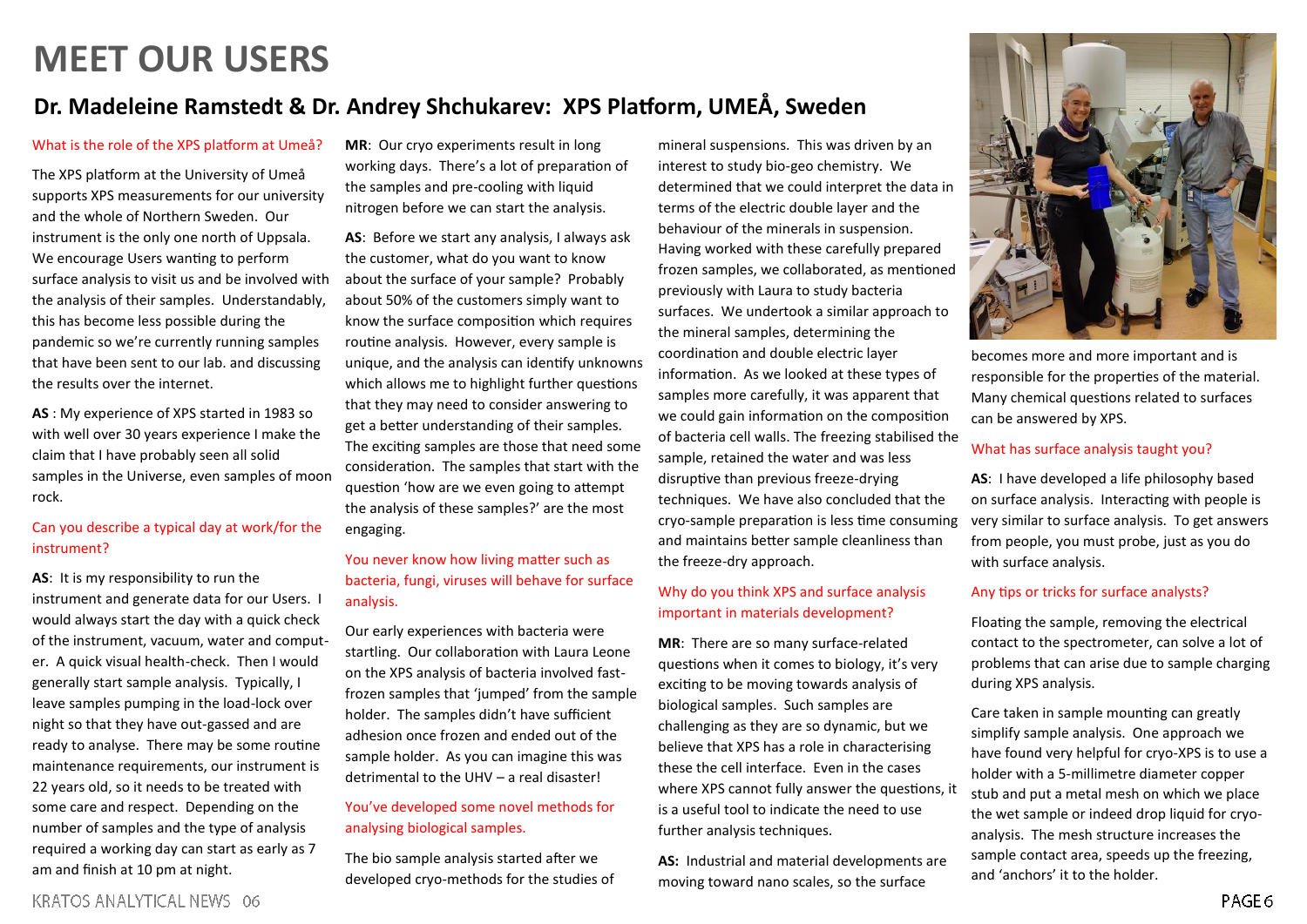# MEET OUR USERS

## Dr. Madeleine Ramstedt & Dr. Andrey Shchukarev: XPS Platform, UMEÅ, Sweden

### What is the role of the XPS platform at Umeå?

The XPS platform at the University of Umeå supports XPS measurements for our university and the whole of Northern Sweden. Our instrument is the only one north of Uppsala. We encourage Users wanting to perform surface analysis to visit us and be involved with the analysis of their samples. Understandably, this has become less possible during the pandemic so we're currently running samples that have been sent to our lab. and discussing the results over the internet.

**AS** : My experience of XPS started in 1983 so with well over 30 years experience I make the claim that I have probably seen all solid samples in the Universe, even samples of moon rock.

### Can you describe a typical day at work/for the instrument?

**AS**: It is my responsibility to run the instrument and generate data for our Users. I would always start the day with a quick check of the instrument, vacuum, water and computer. A quick visual health-check. Then I would generally start sample analysis. Typically, I leave samples pumping in the load-lock over night so that they have out-gassed and are ready to analyse. There may be some routine maintenance requirements, our instrument is 22 years old, so it needs to be treated with some care and respect. Depending on the number of samples and the type of analysis required a working day can start as early as 7 am and finish at 10 pm at night.

**MR**: Our cryo experiments result in long working days. There's a lot of preparation of the samples and pre-cooling with liquid nitrogen before we can start the analysis.

**AS**: Before we start any analysis, I always ask the customer, what do you want to know about the surface of your sample? Probably about 50% of the customers simply want to know the surface composition which requires routine analysis. However, every sample is unique, and the analysis can identify unknowns which allows me to highlight further questions that they may need to consider answering to get a better understanding of their samples. The exciting samples are those that need some consideration. The samples that start with the question 'how are we even going to attempt the analysis of these samples?' are the most engaging.

### You never know how living matter such as bacteria, fungi, viruses will behave for surface analysis.

Our early experiences with bacteria were startling. Our collaboration with Laura Leone on the XPS analysis of bacteria involved fast-frozen samples that 'jumped' from the sample holder. The samples didn't have sufficient adhesion once frozen and ended out of the sample holder. As you can imagine this was detrimental to the UHV – a real disaster!

### You've developed some novel methods for analysing biological samples.

The bio sample analysis started after we developed cryo-methods for the studies of mineral suspensions. This was driven by an interest to study bio-geo chemistry. We determined that we could interpret the data in terms of the electric double layer and the behaviour of the minerals in suspension. Having worked with these carefully prepared frozen samples, we collaborated, as mentioned previously with Laura to study bacteria surfaces. We undertook a similar approach to the mineral samples, determining the coordination and double electric layer information. As we looked at these types of samples more carefully, it was apparent that we could gain information on the composition of bacteria cell walls. The freezing stabilised the sample, retained the water and was less disruptive than previous freeze-drying techniques. We have also concluded that the cryo-sample preparation is less time consuming and maintains better sample cleanliness than the freeze-dry approach.

### Why do you think XPS and surface analysis important in materials development?

**MR**: There are so many surface-related questions when it comes to biology, it's very exciting to be moving towards analysis of biological samples. Such samples are challenging as they are so dynamic, but we believe that XPS has a role in characterising these the cell interface. Even in the cases where XPS cannot fully answer the questions, it is a useful tool to indicate the need to use further analysis techniques.

**AS:** Industrial and material developments are moving toward nano scales, so the surface becomes more and more important and is responsible for the properties of the material. Many chemical questions related to surfaces can be answered by XPS.

### What has surface analysis taught you?

**AS**: I have developed a life philosophy based on surface analysis. Interacting with people is very similar to surface analysis. To get answers from people, you must probe, just as you do with surface analysis.

### Any tips or tricks for surface analysts?

Floating the sample, removing the electrical contact to the spectrometer, can solve a lot of problems that can arise due to sample charging during XPS analysis.

Care taken in sample mounting can greatly simplify sample analysis. One approach we have found very helpful for cryo-XPS is to use a holder with a 5-millimetre diameter copper stub and put a metal mesh on which we place the wet sample or indeed drop liquid for cryo-analysis. The mesh structure increases the sample contact area, speeds up the freezing, and 'anchors' it to the holder.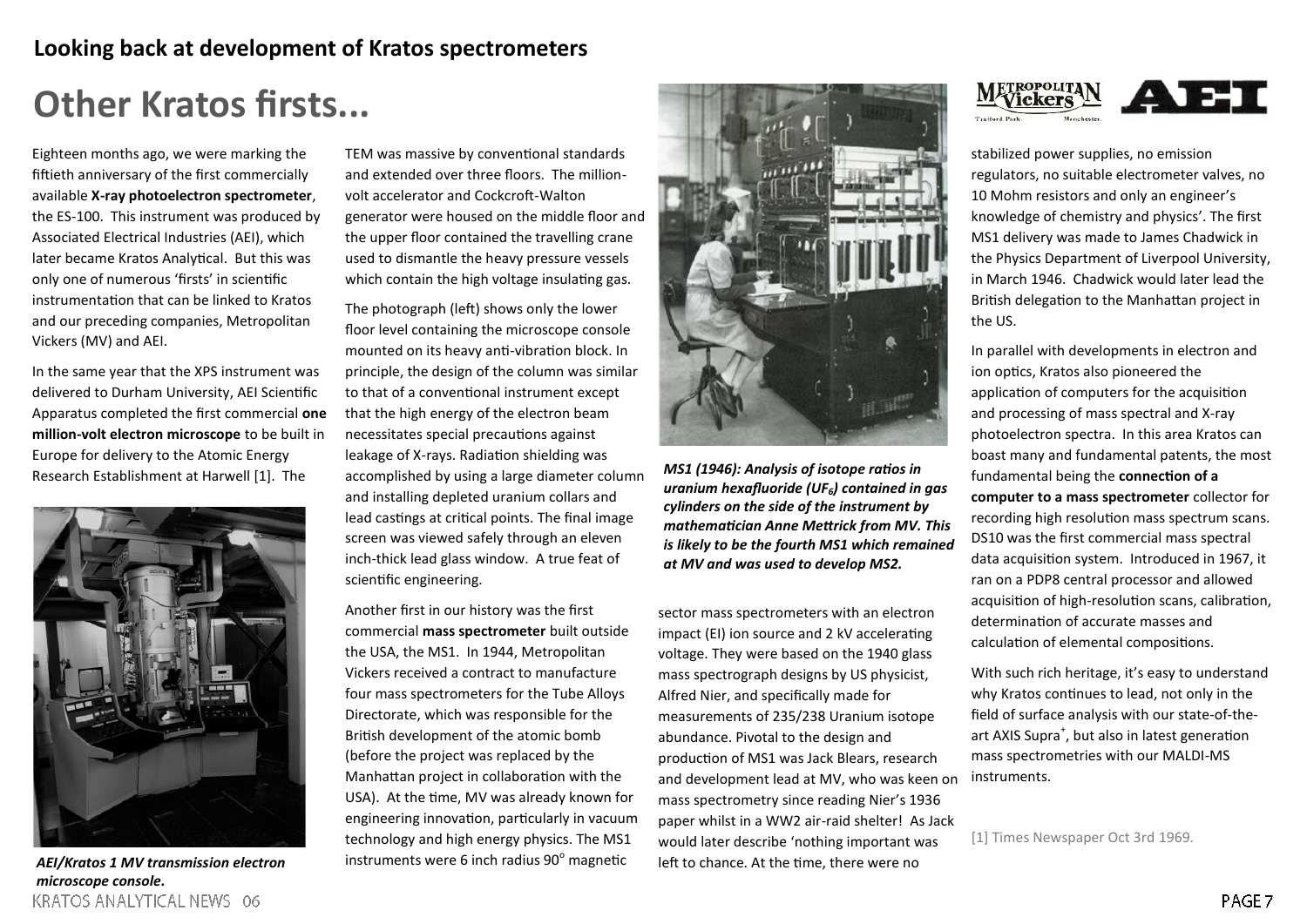## Looking back at development of Kratos spectrometers

# Other Kratos firsts...

Eighteen months ago, we were marking the fiftieth anniversary of the first commercially available **X-ray photoelectron spectrometer**, the ES-100. This instrument was produced by Associated Electrical Industries (AEI), which later became Kratos Analytical. But this was only one of numerous 'firsts' in scientific instrumentation that can be linked to Kratos and our preceding companies, Metropolitan Vickers (MV) and AEI.

In the same year that the XPS instrument was delivered to Durham University, AEI Scientific Apparatus completed the first commercial **one million-volt electron microscope** to be built in Europe for delivery to the Atomic Energy Research Establishment at Harwell [1]. The TEM was massive by conventional standards and extended over three floors. The million-volt accelerator and Cockcroft-Walton generator were housed on the middle floor and the upper floor contained the travelling crane used to dismantle the heavy pressure vessels which contain the high voltage insulating gas.

*AEI/Kratos 1 MV transmission electron microscope console.*

The photograph (left) shows only the lower floor level containing the microscope console mounted on its heavy anti-vibration block. In principle, the design of the column was similar to that of a conventional instrument except that the high energy of the electron beam necessitates special precautions against leakage of X-rays. Radiation shielding was accomplished by using a large diameter column and installing depleted uranium collars and lead castings at critical points. The final image screen was viewed safely through an eleven inch-thick lead glass window. A true feat of scientific engineering.

Another first in our history was the first commercial **mass spectrometer** built outside the USA, the MS1. In 1944, Metropolitan Vickers received a contract to manufacture four mass spectrometers for the Tube Alloys Directorate, which was responsible for the British development of the atomic bomb (before the project was replaced by the Manhattan project in collaboration with the USA). At the time, MV was already known for engineering innovation, particularly in vacuum technology and high energy physics. The MS1 instruments were 6 inch radius 90° magnetic sector mass spectrometers with an electron impact (EI) ion source and 2 kV accelerating voltage. They were based on the 1940 glass mass spectrograph designs by US physicist, Alfred Nier, and specifically made for measurements of 235/238 Uranium isotope abundance. Pivotal to the design and production of MS1 was Jack Blears, research and development lead at MV, who was keen on mass spectrometry since reading Nier's 1936 paper whilst in a WW2 air-raid shelter! As Jack would later describe 'nothing important was left to chance. At the time, there were no stabilized power supplies, no emission regulators, no suitable electrometer valves, no 10 Mohm resistors and only an engineer's knowledge of chemistry and physics'. The first MS1 delivery was made to James Chadwick in the Physics Department of Liverpool University, in March 1946. Chadwick would later lead the British delegation to the Manhattan project in the US.

***MS1 (1946): Analysis of isotope ratios in uranium hexafluoride ($UF_6$) contained in gas cylinders on the side of the instrument by mathematician Anne Mettrick from MV. This is likely to be the fourth MS1 which remained at MV and was used to develop MS2.***

In parallel with developments in electron and ion optics, Kratos also pioneered the application of computers for the acquisition and processing of mass spectral and X-ray photoelectron spectra. In this area Kratos can boast many and fundamental patents, the most fundamental being the **connection of a computer to a mass spectrometer** collector for recording high resolution mass spectrum scans. DS10 was the first commercial mass spectral data acquisition system. Introduced in 1967, it ran on a PDP8 central processor and allowed acquisition of high-resolution scans, calibration, determination of accurate masses and calculation of elemental compositions.

With such rich heritage, it's easy to understand why Kratos continues to lead, not only in the field of surface analysis with our state-of-the-art AXIS Supra+, but also in latest generation mass spectrometries with our MALDI-MS instruments.

[1] Times Newspaper Oct 3rd 1969.